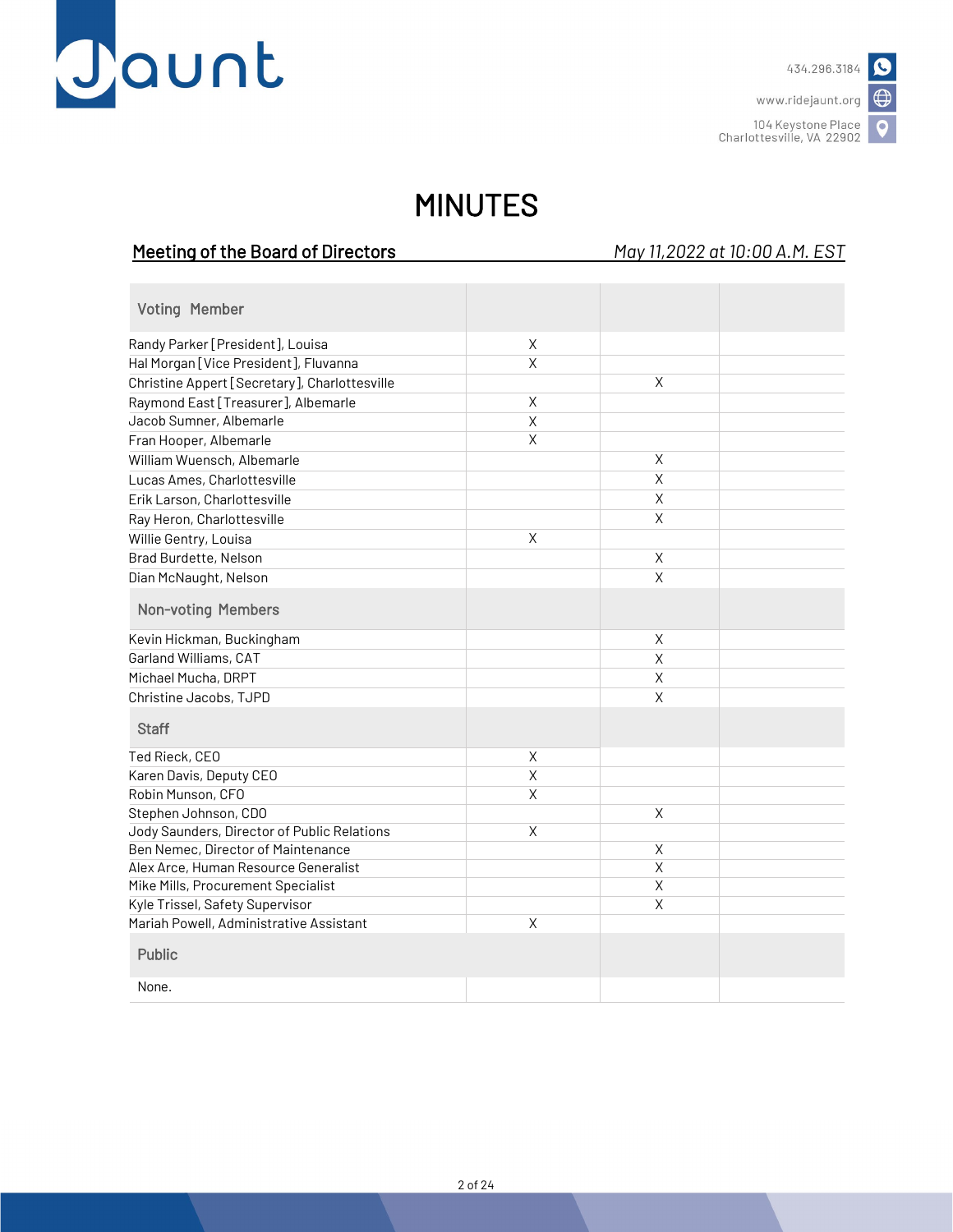# MINUTES

**Meeting of the Board of Directors** *May 11,2022 at 10:00 A.M. EST*

| Voting Member | | | |
|---|---|---|---|
| Randy Parker [President], Louisa | X | | |
| Hal Morgan [Vice President], Fluvanna | X | | |
| Christine Appert [Secretary], Charlottesville | | X | |
| Raymond East [Treasurer], Albemarle | X | | |
| Jacob Sumner, Albemarle | X | | |
| Fran Hooper, Albemarle | X | | |
| William Wuensch, Albemarle | | X | |
| Lucas Ames, Charlottesville | | X | |
| Erik Larson, Charlottesville | | X | |
| Ray Heron, Charlottesville | | X | |
| Willie Gentry, Louisa | X | | |
| Brad Burdette, Nelson | | X | |
| Dian McNaught, Nelson | | X | |
| **Non-voting Members** | | | |
| Kevin Hickman, Buckingham | | X | |
| Garland Williams, CAT | | X | |
| Michael Mucha, DRPT | | X | |
| Christine Jacobs, TJPD | | X | |
| **Staff** | | | |
| Ted Rieck, CEO | X | | |
| Karen Davis, Deputy CEO | X | | |
| Robin Munson, CFO | X | | |
| Stephen Johnson, CDO | | X | |
| Jody Saunders, Director of Public Relations | X | | |
| Ben Nemec, Director of Maintenance | | X | |
| Alex Arce, Human Resource Generalist | | X | |
| Mike Mills, Procurement Specialist | | X | |
| Kyle Trissel, Safety Supervisor | | X | |
| Mariah Powell, Administrative Assistant | X | | |
| **Public** | | | |
| None. | | | |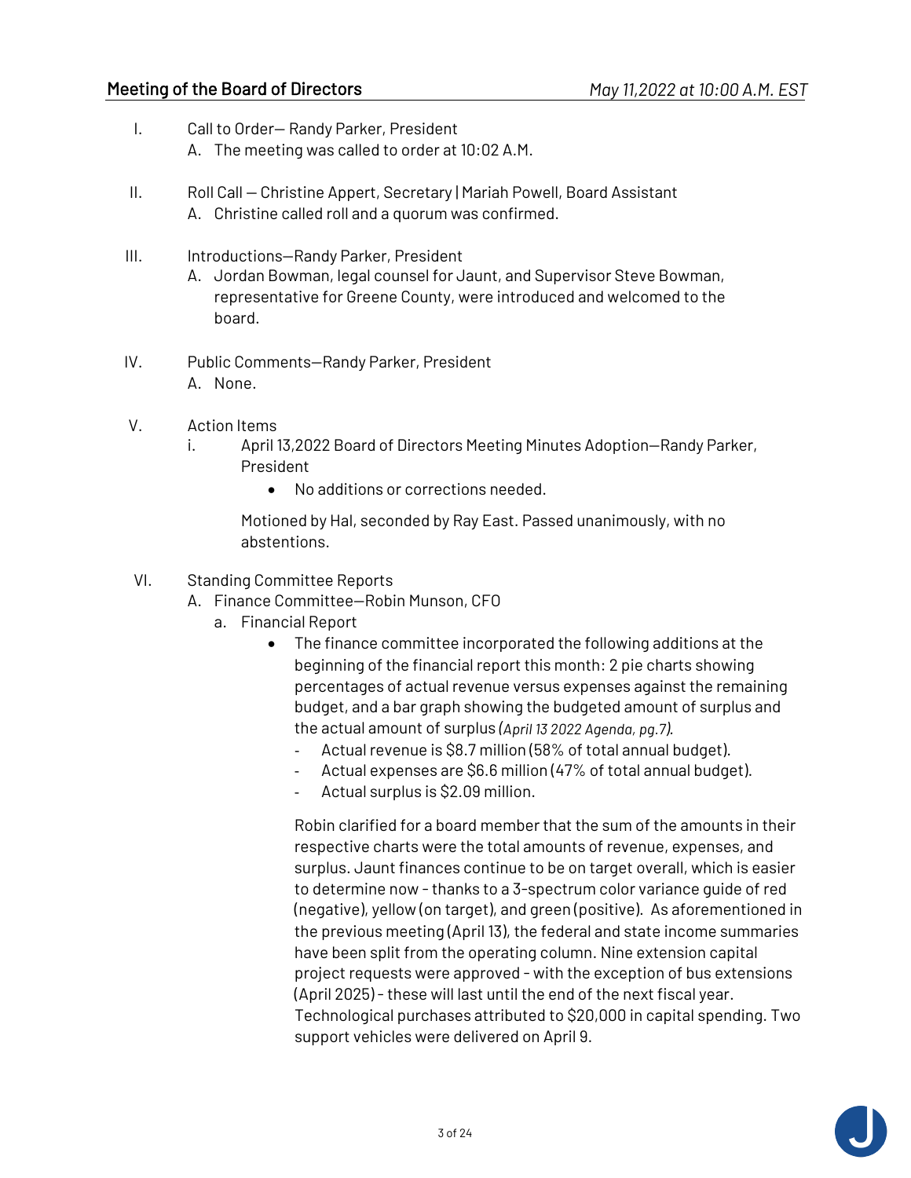**Meeting of the Board of Directors** *May 11,2022 at 10:00 A.M. EST*

I. Call to Order— Randy Parker, President
   A. The meeting was called to order at 10:02 A.M.

II. Roll Call — Christine Appert, Secretary | Mariah Powell, Board Assistant
   A. Christine called roll and a quorum was confirmed.

III. Introductions—Randy Parker, President
   A. Jordan Bowman, legal counsel for Jaunt, and Supervisor Steve Bowman, representative for Greene County, were introduced and welcomed to the board.

IV. Public Comments—Randy Parker, President
   A. None.

V. Action Items
   i. April 13,2022 Board of Directors Meeting Minutes Adoption—Randy Parker, President
      - No additions or corrections needed.

      Motioned by Hal, seconded by Ray East. Passed unanimously, with no abstentions.

VI. Standing Committee Reports
   A. Finance Committee—Robin Munson, CFO
      a. Financial Report
         - The finance committee incorporated the following additions at the beginning of the financial report this month: 2 pie charts showing percentages of actual revenue versus expenses against the remaining budget, and a bar graph showing the budgeted amount of surplus and the actual amount of surplus *(April 13 2022 Agenda, pg.7)*.
           - Actual revenue is $8.7 million (58% of total annual budget).
           - Actual expenses are $6.6 million (47% of total annual budget).
           - Actual surplus is $2.09 million.

           Robin clarified for a board member that the sum of the amounts in their respective charts were the total amounts of revenue, expenses, and surplus. Jaunt finances continue to be on target overall, which is easier to determine now - thanks to a 3-spectrum color variance guide of red (negative), yellow (on target), and green (positive). As aforementioned in the previous meeting (April 13), the federal and state income summaries have been split from the operating column. Nine extension capital project requests were approved - with the exception of bus extensions (April 2025) - these will last until the end of the next fiscal year. Technological purchases attributed to $20,000 in capital spending. Two support vehicles were delivered on April 9.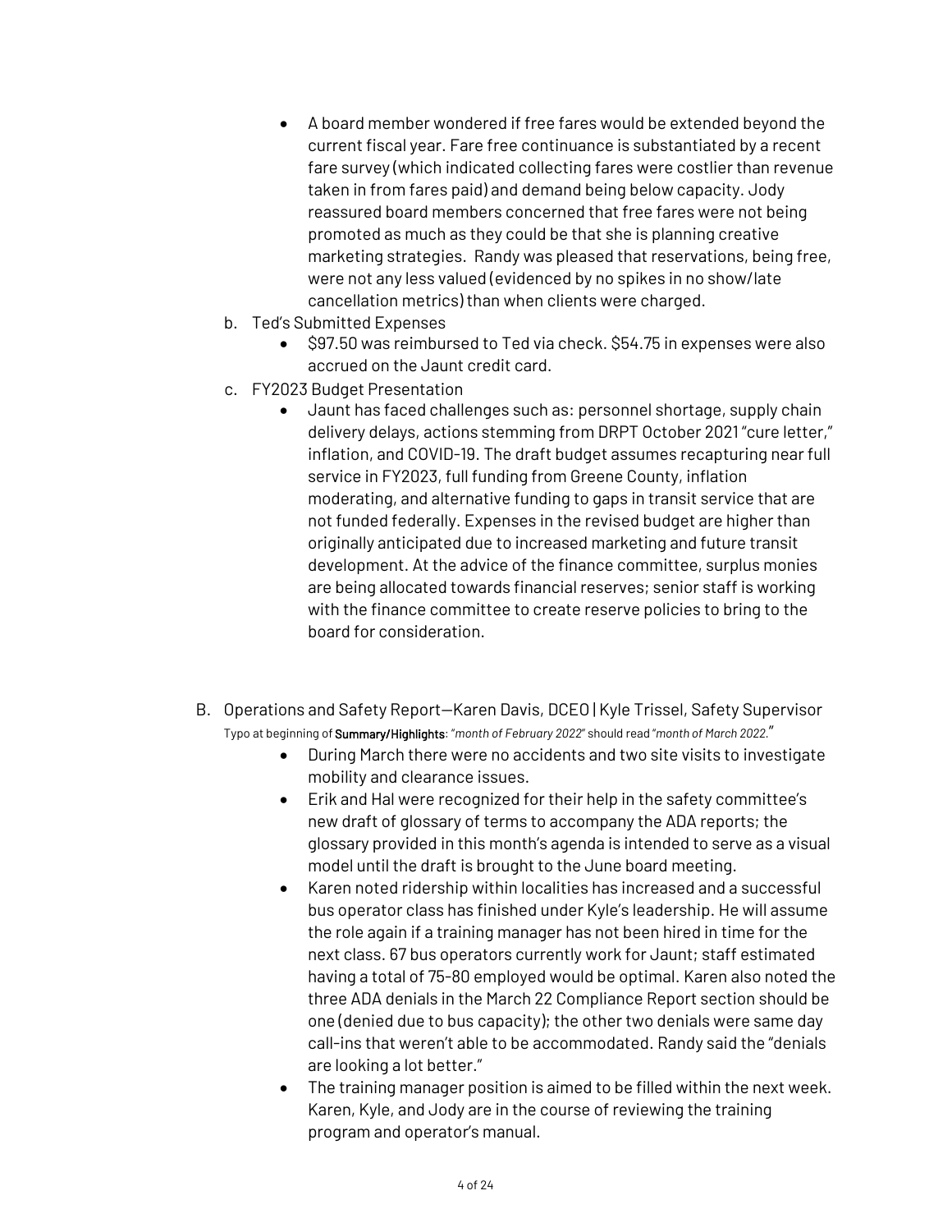- A board member wondered if free fares would be extended beyond the current fiscal year. Fare free continuance is substantiated by a recent fare survey (which indicated collecting fares were costlier than revenue taken in from fares paid) and demand being below capacity. Jody reassured board members concerned that free fares were not being promoted as much as they could be that she is planning creative marketing strategies. Randy was pleased that reservations, being free, were not any less valued (evidenced by no spikes in no show/late cancellation metrics) than when clients were charged.

b. Ted's Submitted Expenses
   - $97.50 was reimbursed to Ted via check. $54.75 in expenses were also accrued on the Jaunt credit card.

c. FY2023 Budget Presentation
   - Jaunt has faced challenges such as: personnel shortage, supply chain delivery delays, actions stemming from DRPT October 2021 "cure letter," inflation, and COVID-19. The draft budget assumes recapturing near full service in FY2023, full funding from Greene County, inflation moderating, and alternative funding to gaps in transit service that are not funded federally. Expenses in the revised budget are higher than originally anticipated due to increased marketing and future transit development. At the advice of the finance committee, surplus monies are being allocated towards financial reserves; senior staff is working with the finance committee to create reserve policies to bring to the board for consideration.

B. Operations and Safety Report—Karen Davis, DCEO | Kyle Trissel, Safety Supervisor

Typo at beginning of **Summary/Highlights**: *"month of February 2022"* should read *"month of March 2022."*

- During March there were no accidents and two site visits to investigate mobility and clearance issues.
- Erik and Hal were recognized for their help in the safety committee's new draft of glossary of terms to accompany the ADA reports; the glossary provided in this month's agenda is intended to serve as a visual model until the draft is brought to the June board meeting.
- Karen noted ridership within localities has increased and a successful bus operator class has finished under Kyle's leadership. He will assume the role again if a training manager has not been hired in time for the next class. 67 bus operators currently work for Jaunt; staff estimated having a total of 75-80 employed would be optimal. Karen also noted the three ADA denials in the March 22 Compliance Report section should be one (denied due to bus capacity); the other two denials were same day call-ins that weren't able to be accommodated. Randy said the "denials are looking a lot better."
- The training manager position is aimed to be filled within the next week. Karen, Kyle, and Jody are in the course of reviewing the training program and operator's manual.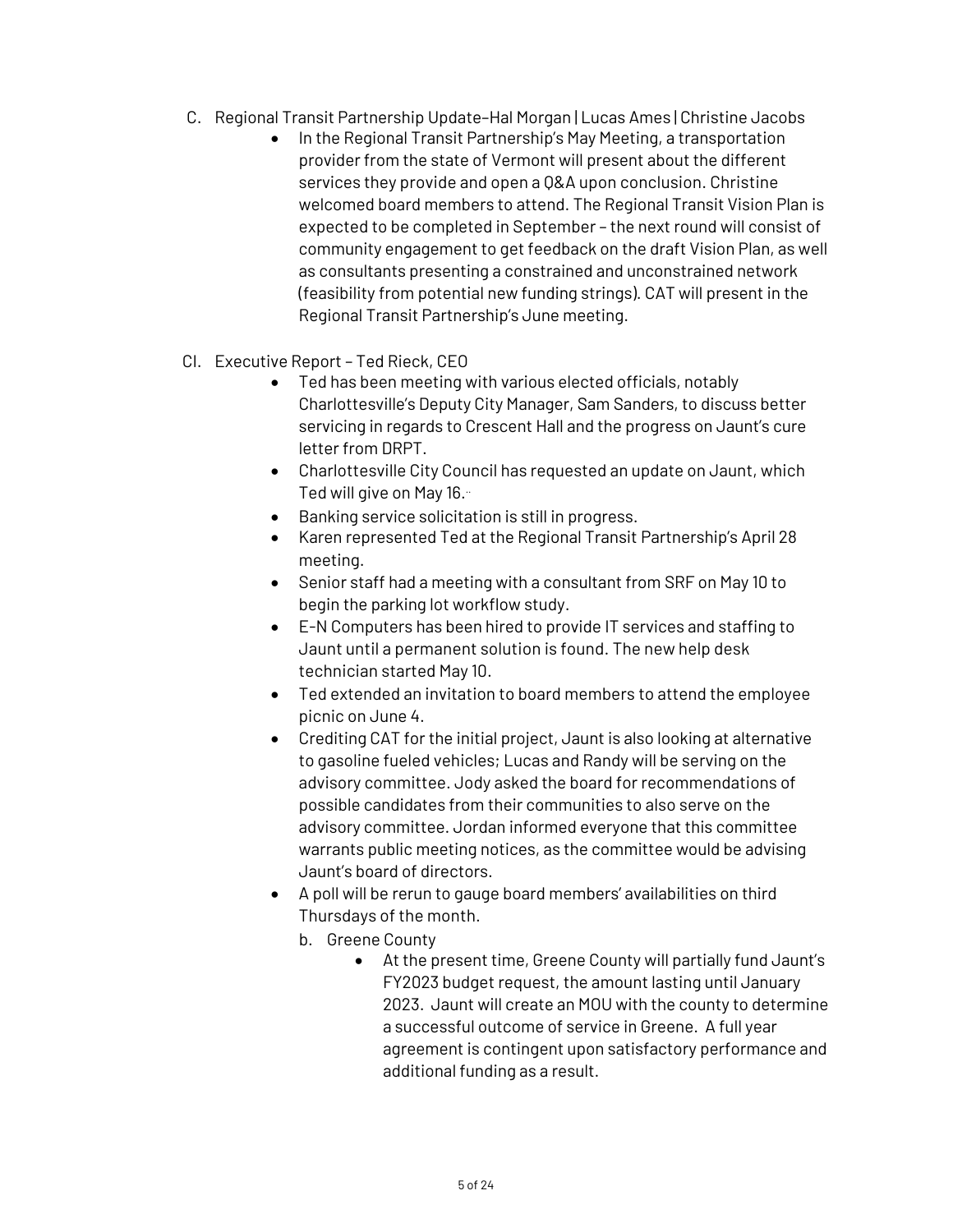C. Regional Transit Partnership Update–Hal Morgan | Lucas Ames | Christine Jacobs

- In the Regional Transit Partnership's May Meeting, a transportation provider from the state of Vermont will present about the different services they provide and open a Q&A upon conclusion. Christine welcomed board members to attend. The Regional Transit Vision Plan is expected to be completed in September – the next round will consist of community engagement to get feedback on the draft Vision Plan, as well as consultants presenting a constrained and unconstrained network (feasibility from potential new funding strings). CAT will present in the Regional Transit Partnership's June meeting.

CI. Executive Report – Ted Rieck, CEO

- Ted has been meeting with various elected officials, notably Charlottesville's Deputy City Manager, Sam Sanders, to discuss better servicing in regards to Crescent Hall and the progress on Jaunt's cure letter from DRPT.
- Charlottesville City Council has requested an update on Jaunt, which Ted will give on May 16.
- Banking service solicitation is still in progress.
- Karen represented Ted at the Regional Transit Partnership's April 28 meeting.
- Senior staff had a meeting with a consultant from SRF on May 10 to begin the parking lot workflow study.
- E-N Computers has been hired to provide IT services and staffing to Jaunt until a permanent solution is found. The new help desk technician started May 10.
- Ted extended an invitation to board members to attend the employee picnic on June 4.
- Crediting CAT for the initial project, Jaunt is also looking at alternative to gasoline fueled vehicles; Lucas and Randy will be serving on the advisory committee. Jody asked the board for recommendations of possible candidates from their communities to also serve on the advisory committee. Jordan informed everyone that this committee warrants public meeting notices, as the committee would be advising Jaunt's board of directors.
- A poll will be rerun to gauge board members' availabilities on third Thursdays of the month.

  b. Greene County

  - At the present time, Greene County will partially fund Jaunt's FY2023 budget request, the amount lasting until January 2023. Jaunt will create an MOU with the county to determine a successful outcome of service in Greene. A full year agreement is contingent upon satisfactory performance and additional funding as a result.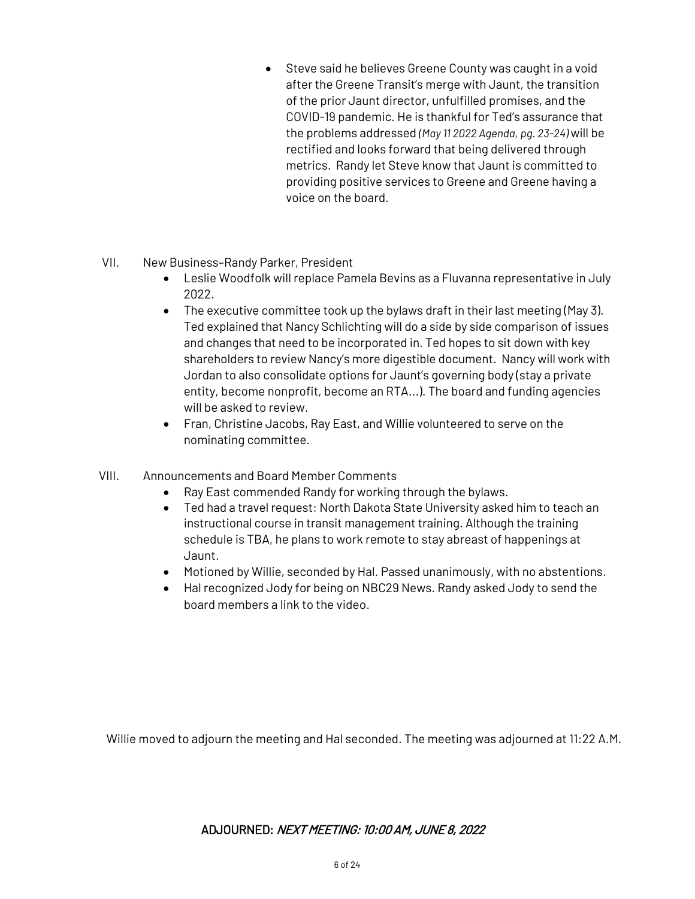- Steve said he believes Greene County was caught in a void after the Greene Transit's merge with Jaunt, the transition of the prior Jaunt director, unfulfilled promises, and the COVID-19 pandemic. He is thankful for Ted's assurance that the problems addressed *(May 11 2022 Agenda, pg. 23-24)* will be rectified and looks forward that being delivered through metrics. Randy let Steve know that Jaunt is committed to providing positive services to Greene and Greene having a voice on the board.

VII. New Business–Randy Parker, President

- Leslie Woodfolk will replace Pamela Bevins as a Fluvanna representative in July 2022.
- The executive committee took up the bylaws draft in their last meeting (May 3). Ted explained that Nancy Schlichting will do a side by side comparison of issues and changes that need to be incorporated in. Ted hopes to sit down with key shareholders to review Nancy's more digestible document. Nancy will work with Jordan to also consolidate options for Jaunt's governing body (stay a private entity, become nonprofit, become an RTA…). The board and funding agencies will be asked to review.
- Fran, Christine Jacobs, Ray East, and Willie volunteered to serve on the nominating committee.

VIII. Announcements and Board Member Comments

- Ray East commended Randy for working through the bylaws.
- Ted had a travel request: North Dakota State University asked him to teach an instructional course in transit management training. Although the training schedule is TBA, he plans to work remote to stay abreast of happenings at Jaunt.
- Motioned by Willie, seconded by Hal. Passed unanimously, with no abstentions.
- Hal recognized Jody for being on NBC29 News. Randy asked Jody to send the board members a link to the video.

Willie moved to adjourn the meeting and Hal seconded. The meeting was adjourned at 11:22 A.M.

**ADJOURNED:** ***NEXT MEETING: 10:00 AM, JUNE 8, 2022***